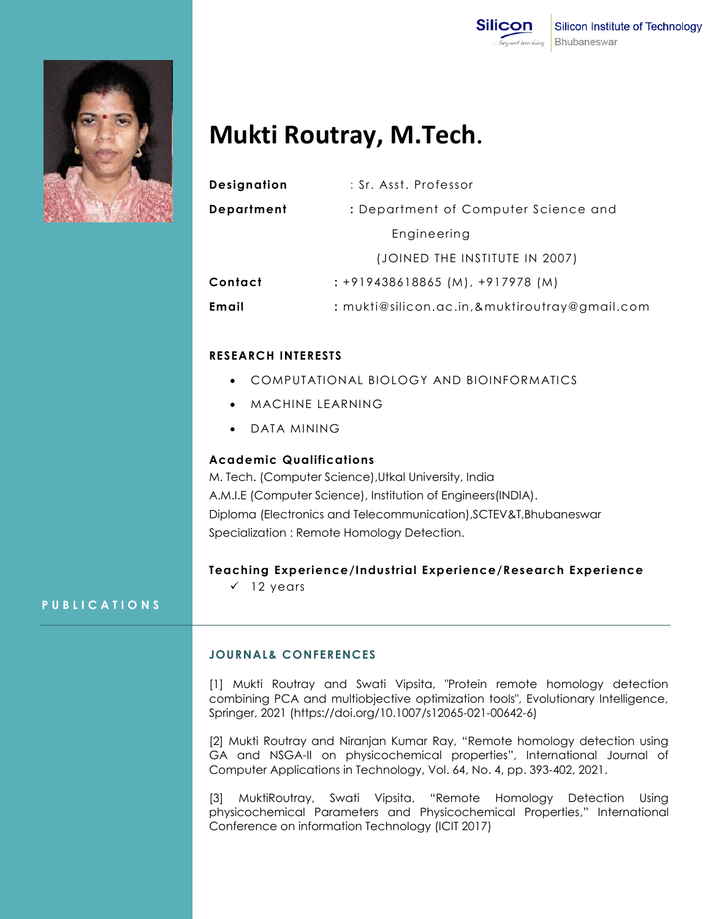Silicon Institute of Technology
Bhubaneswar

# Mukti Routray, M.Tech.

**Designation** : Sr. Asst. Professor

**Department** : Department of Computer Science and Engineering (JOINED THE INSTITUTE IN 2007)

**Contact** : +919438618865 (M), +917978 (M)

**Email** : mukti@silicon.ac.in,&muktiroutray@gmail.com

## RESEARCH INTERESTS

- COMPUTATIONAL BIOLOGY AND BIOINFORMATICS
- MACHINE LEARNING
- DATA MINING

## Academic Qualifications

M. Tech. (Computer Science),Utkal University, India
A.M.I.E (Computer Science), Institution of Engineers(INDIA).
Diploma (Electronics and Telecommunication),SCTEV&T,Bhubaneswar
Specialization : Remote Homology Detection.

## Teaching Experience/Industrial Experience/Research Experience

- ✓ 12 years

## PUBLICATIONS

### JOURNAL& CONFERENCES

[1] Mukti Routray and Swati Vipsita, "Protein remote homology detection combining PCA and multiobjective optimization tools", Evolutionary Intelligence, Springer, 2021 (https://doi.org/10.1007/s12065-021-00642-6)

[2] Mukti Routray and Niranjan Kumar Ray, "Remote homology detection using GA and NSGA-II on physicochemical properties", International Journal of Computer Applications in Technology, Vol. 64, No. 4, pp. 393-402, 2021.

[3] MuktiRoutray, Swati Vipsita, "Remote Homology Detection Using physicochemical Parameters and Physicochemical Properties," International Conference on information Technology (ICIT 2017)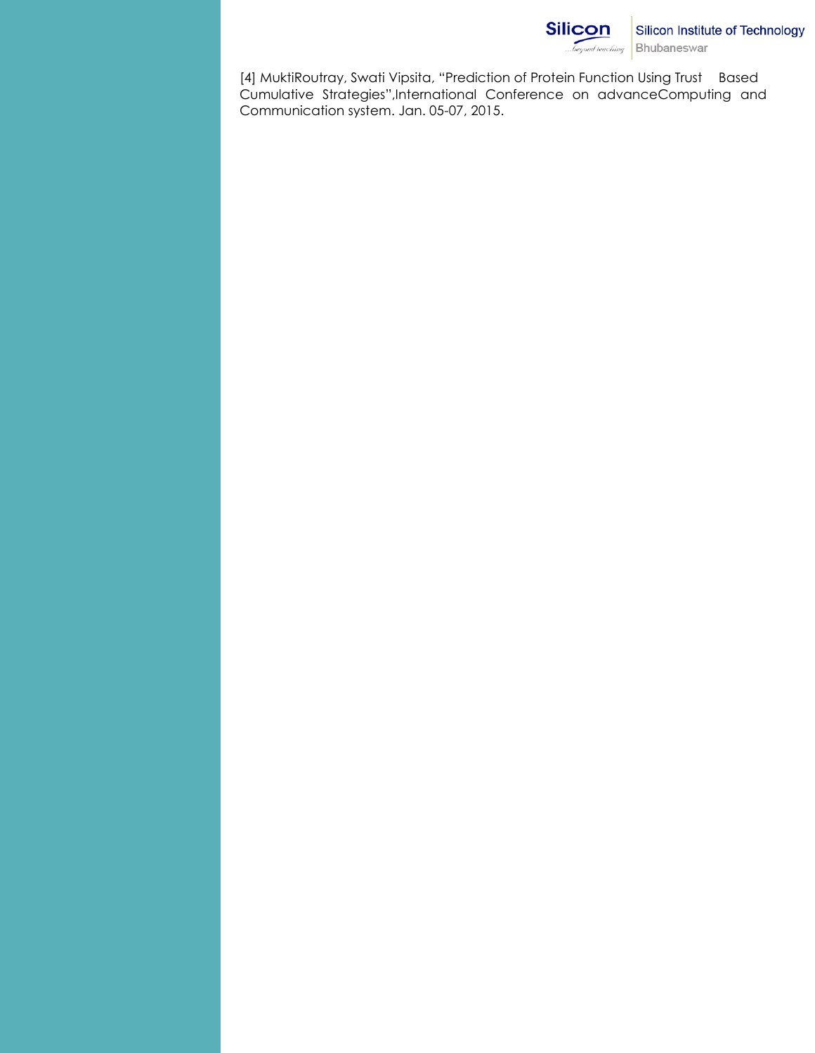[4] MuktiRoutray, Swati Vipsita, "Prediction of Protein Function Using Trust Based Cumulative Strategies",International Conference on advanceComputing and Communication system. Jan. 05-07, 2015.